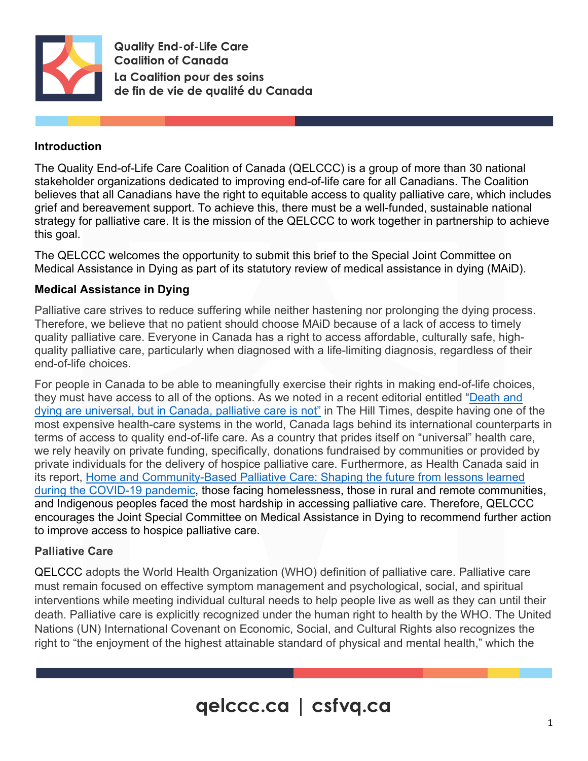Quality End-of-Life Care Coalition of Canada
La Coalition pour des soins de fin de vie de qualité du Canada

## Introduction

The Quality End-of-Life Care Coalition of Canada (QELCCC) is a group of more than 30 national stakeholder organizations dedicated to improving end-of-life care for all Canadians. The Coalition believes that all Canadians have the right to equitable access to quality palliative care, which includes grief and bereavement support. To achieve this, there must be a well-funded, sustainable national strategy for palliative care. It is the mission of the QELCCC to work together in partnership to achieve this goal.

The QELCCC welcomes the opportunity to submit this brief to the Special Joint Committee on Medical Assistance in Dying as part of its statutory review of medical assistance in dying (MAiD).

## Medical Assistance in Dying

Palliative care strives to reduce suffering while neither hastening nor prolonging the dying process. Therefore, we believe that no patient should choose MAiD because of a lack of access to timely quality palliative care. Everyone in Canada has a right to access affordable, culturally safe, high-quality palliative care, particularly when diagnosed with a life-limiting diagnosis, regardless of their end-of-life choices.

For people in Canada to be able to meaningfully exercise their rights in making end-of-life choices, they must have access to all of the options. As we noted in a recent editorial entitled "Death and dying are universal, but in Canada, palliative care is not" in The Hill Times, despite having one of the most expensive health-care systems in the world, Canada lags behind its international counterparts in terms of access to quality end-of-life care. As a country that prides itself on "universal" health care, we rely heavily on private funding, specifically, donations fundraised by communities or provided by private individuals for the delivery of hospice palliative care. Furthermore, as Health Canada said in its report, Home and Community-Based Palliative Care: Shaping the future from lessons learned during the COVID-19 pandemic, those facing homelessness, those in rural and remote communities, and Indigenous peoples faced the most hardship in accessing palliative care. Therefore, QELCCC encourages the Joint Special Committee on Medical Assistance in Dying to recommend further action to improve access to hospice palliative care.

## Palliative Care

QELCCC adopts the World Health Organization (WHO) definition of palliative care. Palliative care must remain focused on effective symptom management and psychological, social, and spiritual interventions while meeting individual cultural needs to help people live as well as they can until their death. Palliative care is explicitly recognized under the human right to health by the WHO. The United Nations (UN) International Covenant on Economic, Social, and Cultural Rights also recognizes the right to "the enjoyment of the highest attainable standard of physical and mental health," which the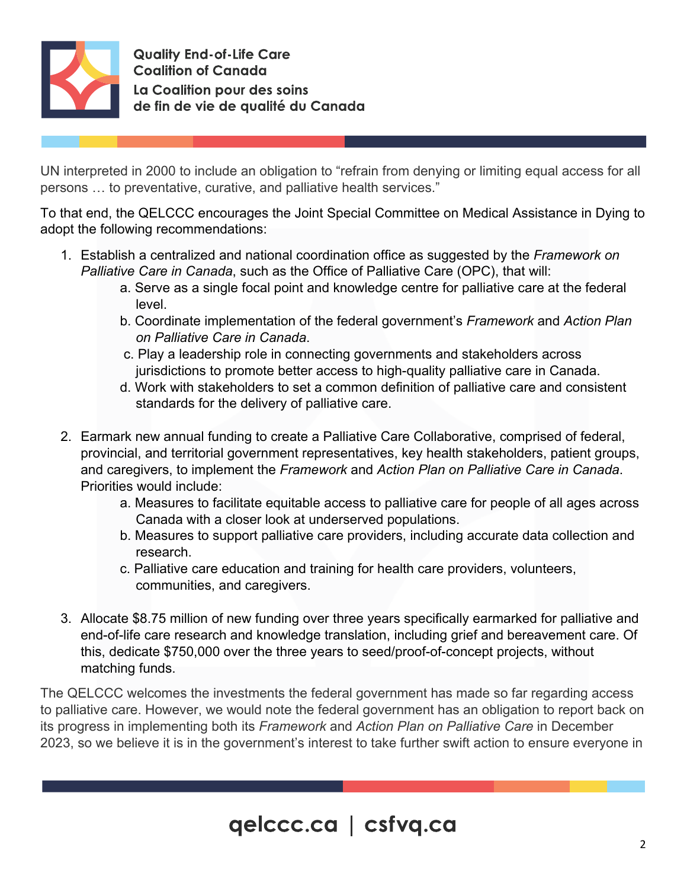UN interpreted in 2000 to include an obligation to "refrain from denying or limiting equal access for all persons … to preventative, curative, and palliative health services."

To that end, the QELCCC encourages the Joint Special Committee on Medical Assistance in Dying to adopt the following recommendations:

1. Establish a centralized and national coordination office as suggested by the *Framework on Palliative Care in Canada*, such as the Office of Palliative Care (OPC), that will:
    a. Serve as a single focal point and knowledge centre for palliative care at the federal level.
    b. Coordinate implementation of the federal government's *Framework* and *Action Plan on Palliative Care in Canada*.
    c. Play a leadership role in connecting governments and stakeholders across jurisdictions to promote better access to high-quality palliative care in Canada.
    d. Work with stakeholders to set a common definition of palliative care and consistent standards for the delivery of palliative care.

2. Earmark new annual funding to create a Palliative Care Collaborative, comprised of federal, provincial, and territorial government representatives, key health stakeholders, patient groups, and caregivers, to implement the *Framework* and *Action Plan on Palliative Care in Canada*. Priorities would include:
    a. Measures to facilitate equitable access to palliative care for people of all ages across Canada with a closer look at underserved populations.
    b. Measures to support palliative care providers, including accurate data collection and research.
    c. Palliative care education and training for health care providers, volunteers, communities, and caregivers.

3. Allocate $8.75 million of new funding over three years specifically earmarked for palliative and end-of-life care research and knowledge translation, including grief and bereavement care. Of this, dedicate $750,000 over the three years to seed/proof-of-concept projects, without matching funds.

The QELCCC welcomes the investments the federal government has made so far regarding access to palliative care. However, we would note the federal government has an obligation to report back on its progress in implementing both its *Framework* and *Action Plan on Palliative Care* in December 2023, so we believe it is in the government's interest to take further swift action to ensure everyone in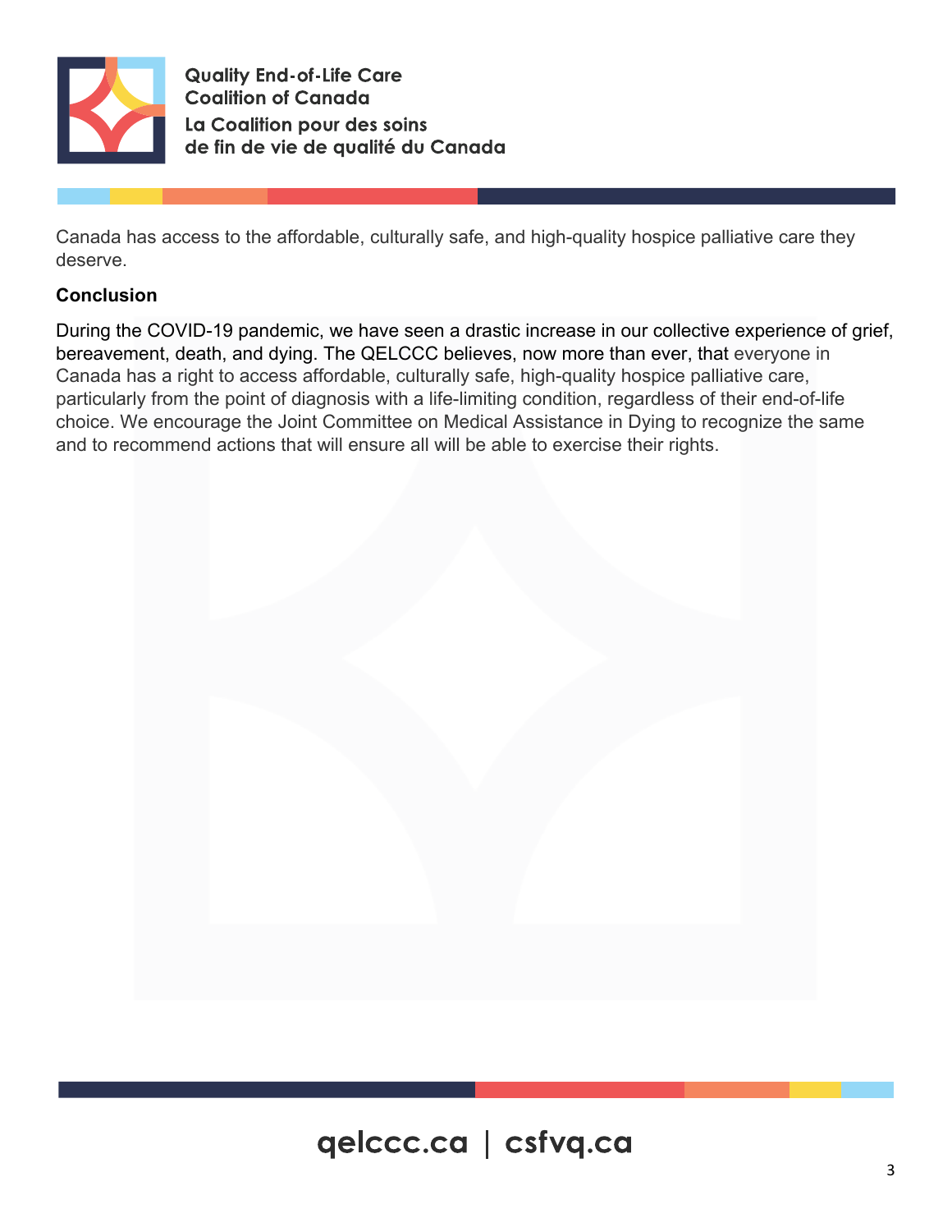Canada has access to the affordable, culturally safe, and high-quality hospice palliative care they deserve.

**Conclusion**

During the COVID-19 pandemic, we have seen a drastic increase in our collective experience of grief, bereavement, death, and dying. The QELCCC believes, now more than ever, that everyone in Canada has a right to access affordable, culturally safe, high-quality hospice palliative care, particularly from the point of diagnosis with a life-limiting condition, regardless of their end-of-life choice. We encourage the Joint Committee on Medical Assistance in Dying to recognize the same and to recommend actions that will ensure all will be able to exercise their rights.